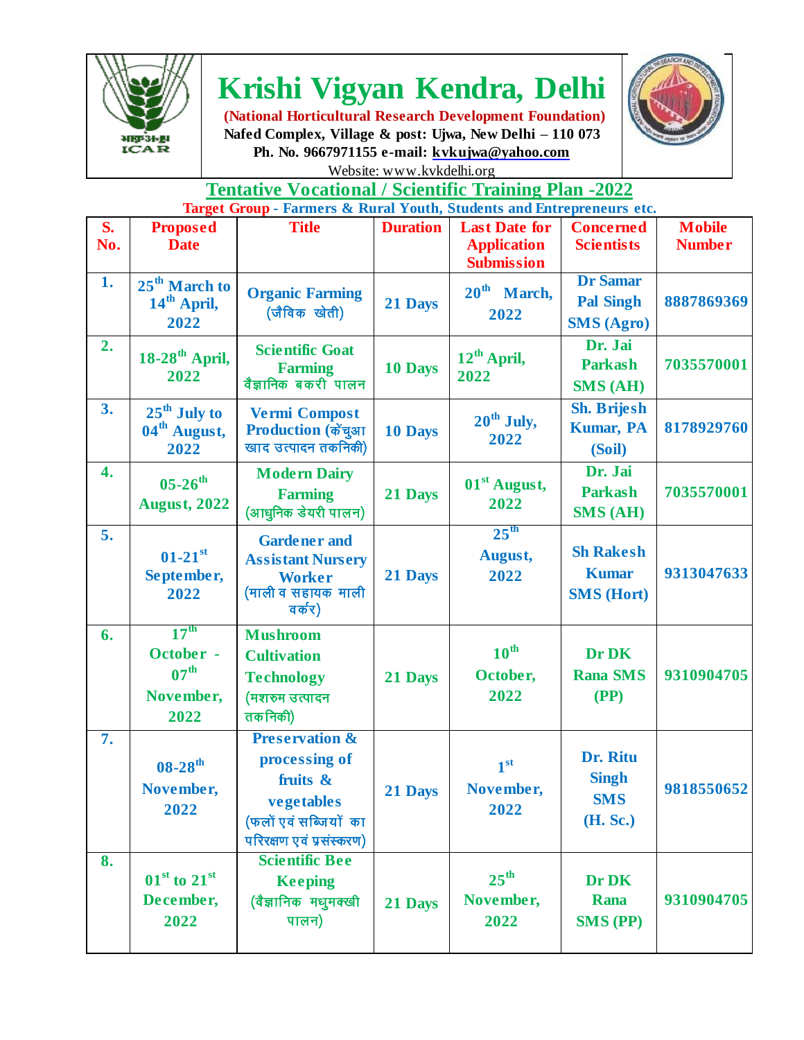# Krishi Vigyan Kendra, Delhi

**(National Horticultural Research Development Foundation)**

**Nafed Complex, Village & post: Ujwa, New Delhi – 110 073**

**Ph. No. 9667971155 e-mail: kvkujwa@yahoo.com**

Website: www.kvkdelhi.org

## Tentative Vocational / Scientific Training Plan -2022

**Target Group - Farmers & Rural Youth, Students and Entrepreneurs etc.**

| S. No. | Proposed Date | Title | Duration | Last Date for Application Submission | Concerned Scientists | Mobile Number |
|---|---|---|---|---|---|---|
| 1. | 25th March to 14th April, 2022 | Organic Farming (जैविक खेती) | 21 Days | 20th March, 2022 | Dr Samar Pal Singh SMS (Agro) | 8887869369 |
| 2. | 18-28th April, 2022 | Scientific Goat Farming वैज्ञानिक बकरी पालन | 10 Days | 12th April, 2022 | Dr. Jai Parkash SMS (AH) | 7035570001 |
| 3. | 25th July to 04th August, 2022 | Vermi Compost Production (केंचुआ खाद उत्पादन तकनिकी) | 10 Days | 20th July, 2022 | Sh. Brijesh Kumar, PA (Soil) | 8178929760 |
| 4. | 05-26th August, 2022 | Modern Dairy Farming (आधुनिक डेयरी पालन) | 21 Days | 01st August, 2022 | Dr. Jai Parkash SMS (AH) | 7035570001 |
| 5. | 01-21st September, 2022 | Gardener and Assistant Nursery Worker (माली व सहायक माली वर्कर) | 21 Days | 25th August, 2022 | Sh Rakesh Kumar SMS (Hort) | 9313047633 |
| 6. | 17th October - 07th November, 2022 | Mushroom Cultivation Technology (मशरुम उत्पादन तकनिकी) | 21 Days | 10th October, 2022 | Dr DK Rana SMS (PP) | 9310904705 |
| 7. | 08-28th November, 2022 | Preservation & processing of fruits & vegetables (फलों एवं सब्जियों का परिरक्षण एवं प्रसंस्करण) | 21 Days | 1st November, 2022 | Dr. Ritu Singh SMS (H. Sc.) | 9818550652 |
| 8. | 01st to 21st December, 2022 | Scientific Bee Keeping (वैज्ञानिक मधुमक्खी पालन) | 21 Days | 25th November, 2022 | Dr DK Rana SMS (PP) | 9310904705 |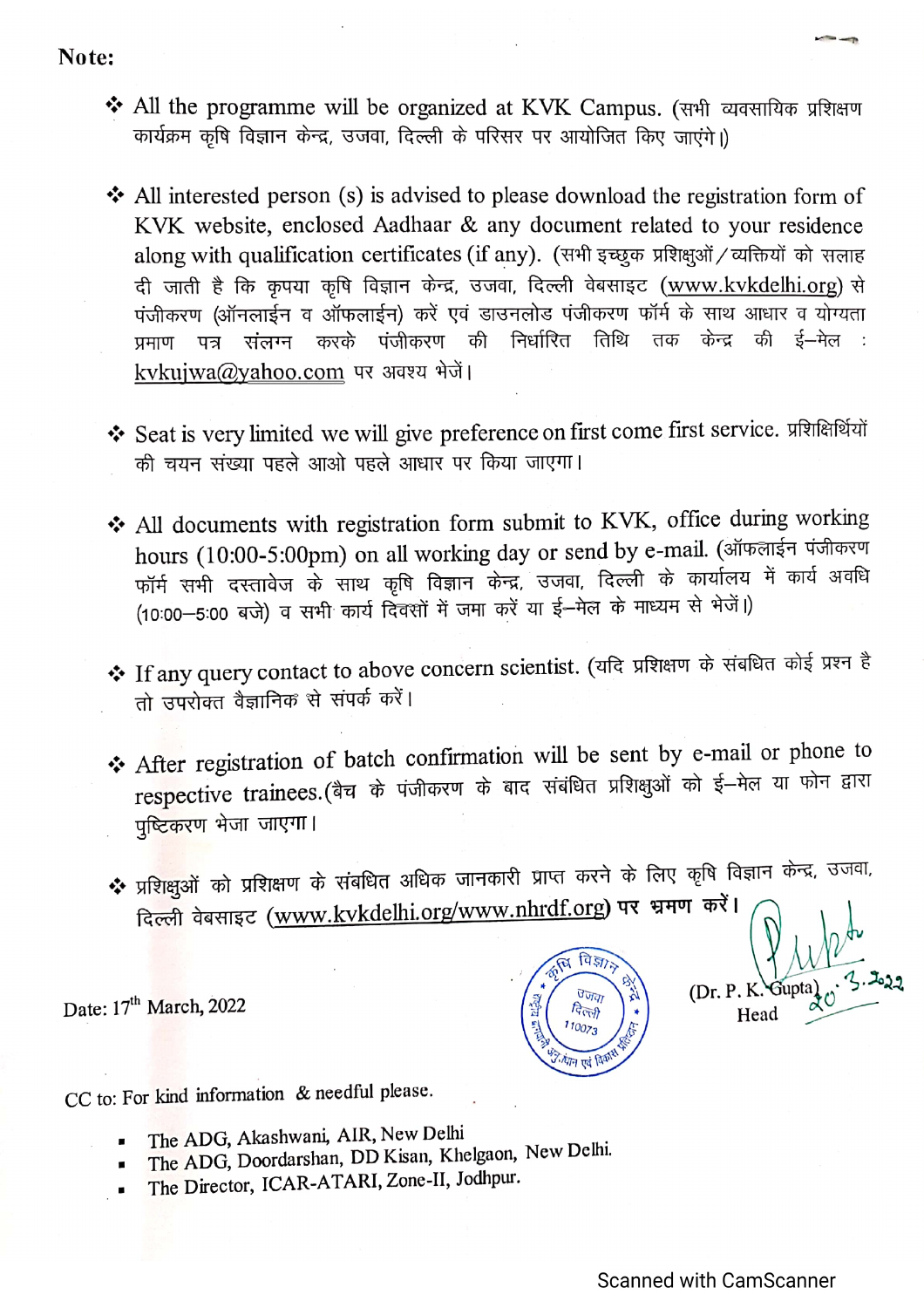**Note:**

- All the programme will be organized at KVK Campus. (सभी व्यवसायिक प्रशिक्षण कार्यक्रम कृषि विज्ञान केन्द्र, उजवा, दिल्ली के परिसर पर आयोजित किए जाएंगे।)

- All interested person (s) is advised to please download the registration form of KVK website, enclosed Aadhaar & any document related to your residence along with qualification certificates (if any). (सभी इच्छुक प्रशिक्षुओं/व्यक्तियों को सलाह दी जाती है कि कृपया कृषि विज्ञान केन्द्र, उजवा, दिल्ली वेबसाइट (www.kvkdelhi.org) से पंजीकरण (ऑनलाईन व ऑफलाईन) करें एवं डाउनलोड पंजीकरण फॉर्म के साथ आधार व योग्यता प्रमाण पत्र संलग्न करके पंजीकरण की निर्धारित तिथि तक केन्द्र की ई–मेल : kvkujwa@yahoo.com पर अवश्य भेजें।

- Seat is very limited we will give preference on first come first service. प्रशिक्षिर्थियों की चयन संख्या पहले आओ पहले आधार पर किया जाएगा।

- All documents with registration form submit to KVK, office during working hours (10:00-5:00pm) on all working day or send by e-mail. (ऑफलाईन पंजीकरण फॉर्म सभी दस्तावेज के साथ कृषि विज्ञान केन्द्र, उजवा, दिल्ली के कार्यालय में कार्य अवधि (10:00–5:00 बजे) व सभी कार्य दिवसों में जमा करें या ई–मेल के माध्यम से भेजें।)

- If any query contact to above concern scientist. (यदि प्रशिक्षण के संबंधित कोई प्रश्न है तो उपरोक्त वैज्ञानिक से संपर्क करें।

- After registration of batch confirmation will be sent by e-mail or phone to respective trainees. (बैच के पंजीकरण के बाद संबंधित प्रशिक्षुओं को ई–मेल या फोन द्वारा पुष्टिकरण भेजा जाएगा।

- प्रशिक्षुओं को प्रशिक्षण के संबंधित अधिक जानकारी प्राप्त करने के लिए कृषि विज्ञान केन्द्र, उजवा, दिल्ली वेबसाइट (www.kvkdelhi.org/www.nhrdf.org) **पर भ्रमण करें।**

Date: 17th March, 2022

(Dr. P. K. Gupta) 20.3.2022
Head

CC to: For kind information & needful please.

- The ADG, Akashwani, AIR, New Delhi
- The ADG, Doordarshan, DD Kisan, Khelgaon, New Delhi.
- The Director, ICAR-ATARI, Zone-II, Jodhpur.